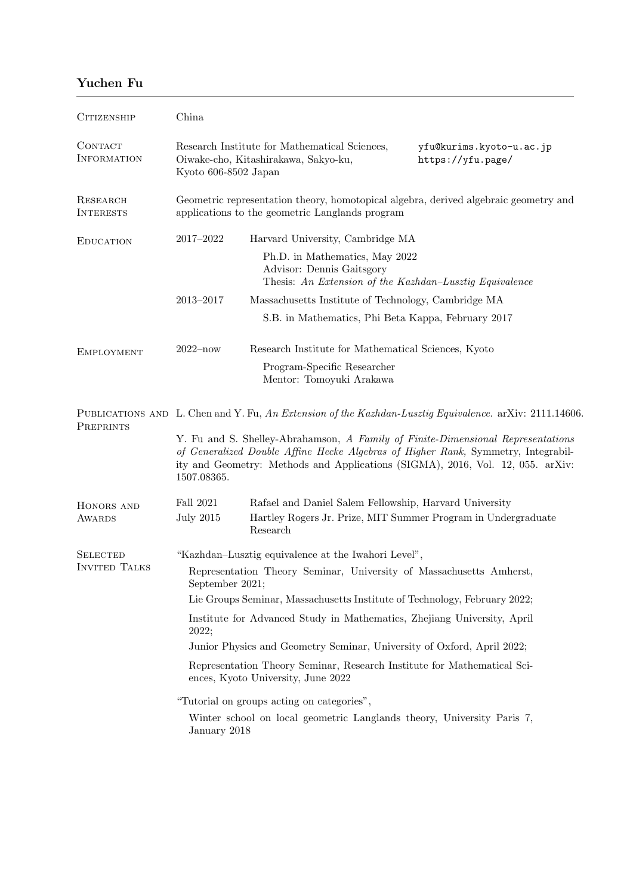# Yuchen Fu

## Citizenship

China

## Contact Information

Research Institute for Mathematical Sciences,
Oiwake-cho, Kitashirakawa, Sakyo-ku,
Kyoto 606-8502 Japan

`yfu@kurims.kyoto-u.ac.jp`
`https://yfu.page/`

## Research Interests

Geometric representation theory, homotopical algebra, derived algebraic geometry and applications to the geometric Langlands program

## Education

**2017–2022** Harvard University, Cambridge MA

Ph.D. in Mathematics, May 2022
Advisor: Dennis Gaitsgory
Thesis: *An Extension of the Kazhdan–Lusztig Equivalence*

**2013–2017** Massachusetts Institute of Technology, Cambridge MA

S.B. in Mathematics, Phi Beta Kappa, February 2017

## Employment

**2022–now** Research Institute for Mathematical Sciences, Kyoto

Program-Specific Researcher
Mentor: Tomoyuki Arakawa

## Publications and Preprints

L. Chen and Y. Fu, *An Extension of the Kazhdan-Lusztig Equivalence.* arXiv: 2111.14606.

Y. Fu and S. Shelley-Abrahamson, *A Family of Finite-Dimensional Representations of Generalized Double Affine Hecke Algebras of Higher Rank,* Symmetry, Integrability and Geometry: Methods and Applications (SIGMA), 2016, Vol. 12, 055. arXiv: 1507.08365.

## Honors and Awards

**Fall 2021** Rafael and Daniel Salem Fellowship, Harvard University

**July 2015** Hartley Rogers Jr. Prize, MIT Summer Program in Undergraduate Research

## Selected Invited Talks

"Kazhdan–Lusztig equivalence at the Iwahori Level",

- Representation Theory Seminar, University of Massachusetts Amherst, September 2021;
- Lie Groups Seminar, Massachusetts Institute of Technology, February 2022;
- Institute for Advanced Study in Mathematics, Zhejiang University, April 2022;
- Junior Physics and Geometry Seminar, University of Oxford, April 2022;
- Representation Theory Seminar, Research Institute for Mathematical Sciences, Kyoto University, June 2022

"Tutorial on groups acting on categories",

- Winter school on local geometric Langlands theory, University Paris 7, January 2018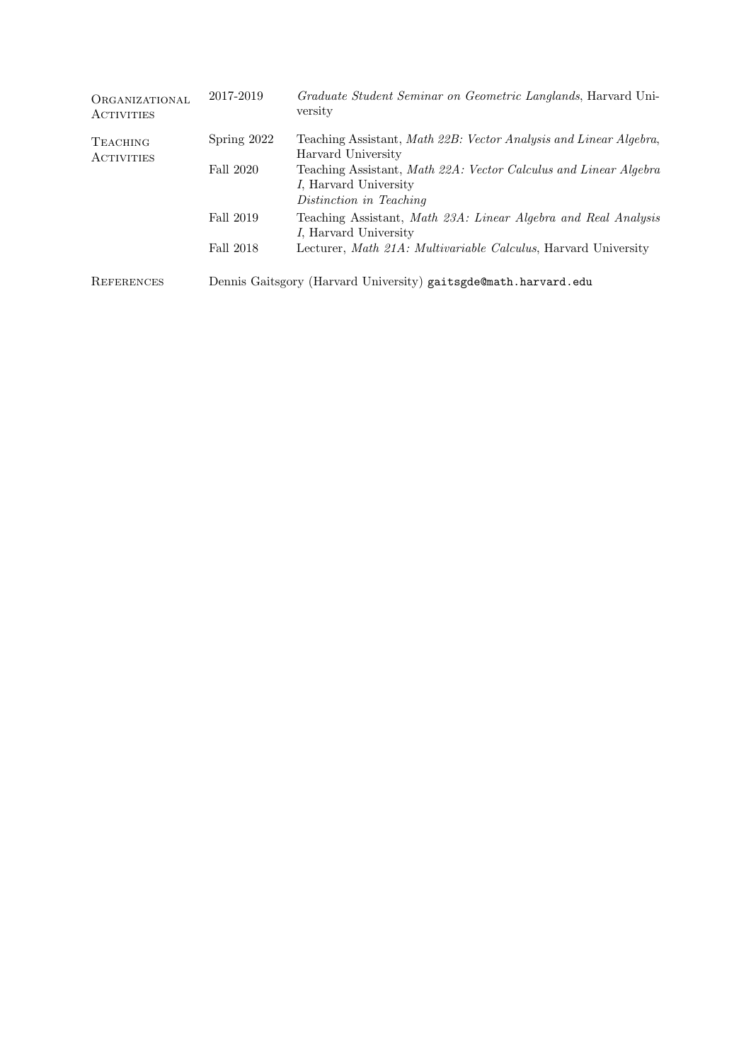## Organizational Activities

2017-2019 — *Graduate Student Seminar on Geometric Langlands*, Harvard University

## Teaching Activities

Spring 2022 — Teaching Assistant, *Math 22B: Vector Analysis and Linear Algebra*, Harvard University

Fall 2020 — Teaching Assistant, *Math 22A: Vector Calculus and Linear Algebra I*, Harvard University
*Distinction in Teaching*

Fall 2019 — Teaching Assistant, *Math 23A: Linear Algebra and Real Analysis I*, Harvard University

Fall 2018 — Lecturer, *Math 21A: Multivariable Calculus*, Harvard University

## References

Dennis Gaitsgory (Harvard University) `gaitsgde@math.harvard.edu`